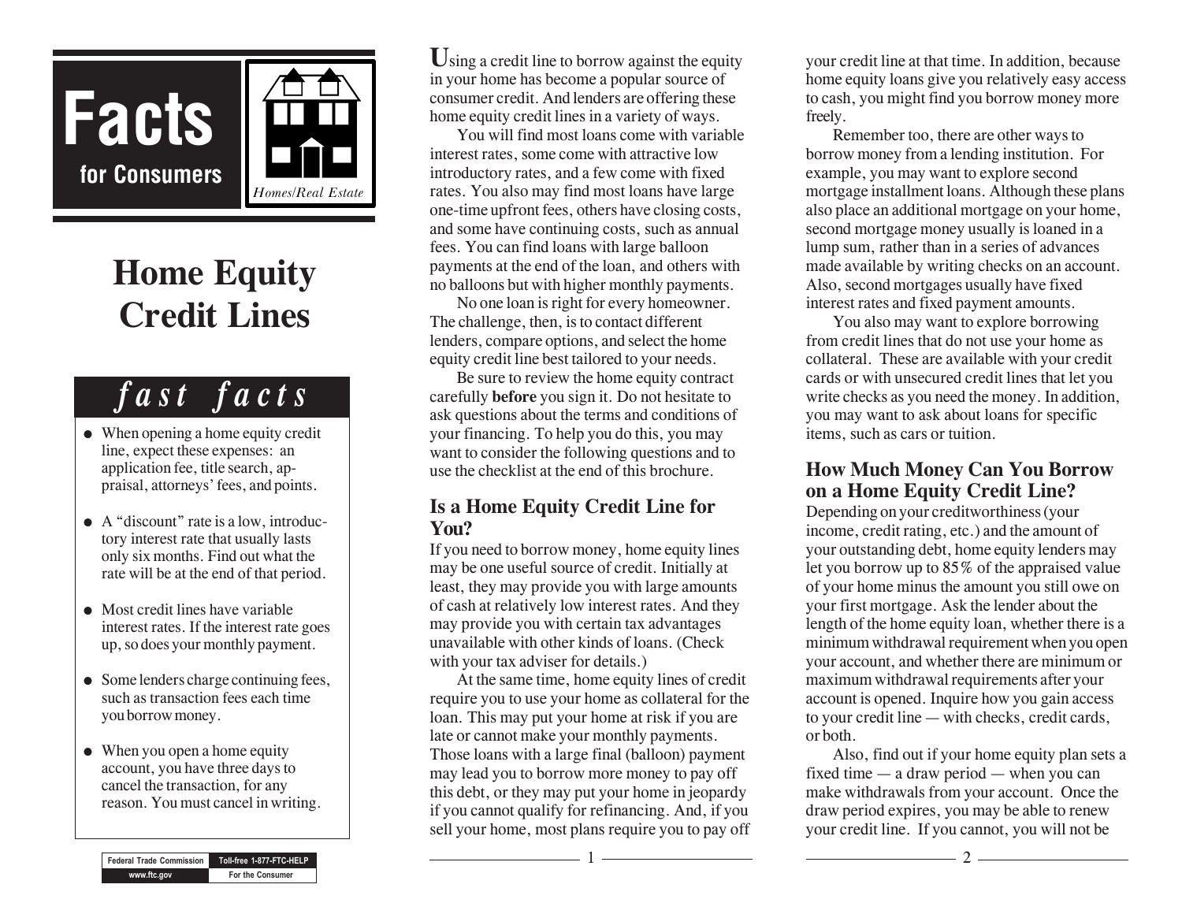**Facts for Consumers**

*Homes/Real Estate*

# Home Equity Credit Lines

## *fast facts*

- When opening a home equity credit line, expect these expenses: an application fee, title search, appraisal, attorneys' fees, and points.
- A "discount" rate is a low, introductory interest rate that usually lasts only six months. Find out what the rate will be at the end of that period.
- Most credit lines have variable interest rates. If the interest rate goes up, so does your monthly payment.
- Some lenders charge continuing fees, such as transaction fees each time you borrow money.
- When you open a home equity account, you have three days to cancel the transaction, for any reason. You must cancel in writing.

| Federal Trade Commission | Toll-free 1-877-FTC-HELP |
|---|---|
| www.ftc.gov | For the Consumer |

Using a credit line to borrow against the equity in your home has become a popular source of consumer credit. And lenders are offering these home equity credit lines in a variety of ways.

You will find most loans come with variable interest rates, some come with attractive low introductory rates, and a few come with fixed rates. You also may find most loans have large one-time upfront fees, others have closing costs, and some have continuing costs, such as annual fees. You can find loans with large balloon payments at the end of the loan, and others with no balloons but with higher monthly payments.

No one loan is right for every homeowner. The challenge, then, is to contact different lenders, compare options, and select the home equity credit line best tailored to your needs.

Be sure to review the home equity contract carefully **before** you sign it. Do not hesitate to ask questions about the terms and conditions of your financing. To help you do this, you may want to consider the following questions and to use the checklist at the end of this brochure.

## Is a Home Equity Credit Line for You?

If you need to borrow money, home equity lines may be one useful source of credit. Initially at least, they may provide you with large amounts of cash at relatively low interest rates. And they may provide you with certain tax advantages unavailable with other kinds of loans. (Check with your tax adviser for details.)

At the same time, home equity lines of credit require you to use your home as collateral for the loan. This may put your home at risk if you are late or cannot make your monthly payments. Those loans with a large final (balloon) payment may lead you to borrow more money to pay off this debt, or they may put your home in jeopardy if you cannot qualify for refinancing. And, if you sell your home, most plans require you to pay off your credit line at that time. In addition, because home equity loans give you relatively easy access to cash, you might find you borrow money more freely.

Remember too, there are other ways to borrow money from a lending institution. For example, you may want to explore second mortgage installment loans. Although these plans also place an additional mortgage on your home, second mortgage money usually is loaned in a lump sum, rather than in a series of advances made available by writing checks on an account. Also, second mortgages usually have fixed interest rates and fixed payment amounts.

You also may want to explore borrowing from credit lines that do not use your home as collateral. These are available with your credit cards or with unsecured credit lines that let you write checks as you need the money. In addition, you may want to ask about loans for specific items, such as cars or tuition.

## How Much Money Can You Borrow on a Home Equity Credit Line?

Depending on your creditworthiness (your income, credit rating, etc.) and the amount of your outstanding debt, home equity lenders may let you borrow up to 85% of the appraised value of your home minus the amount you still owe on your first mortgage. Ask the lender about the length of the home equity loan, whether there is a minimum withdrawal requirement when you open your account, and whether there are minimum or maximum withdrawal requirements after your account is opened. Inquire how you gain access to your credit line — with checks, credit cards, or both.

Also, find out if your home equity plan sets a fixed time — a draw period — when you can make withdrawals from your account. Once the draw period expires, you may be able to renew your credit line. If you cannot, you will not be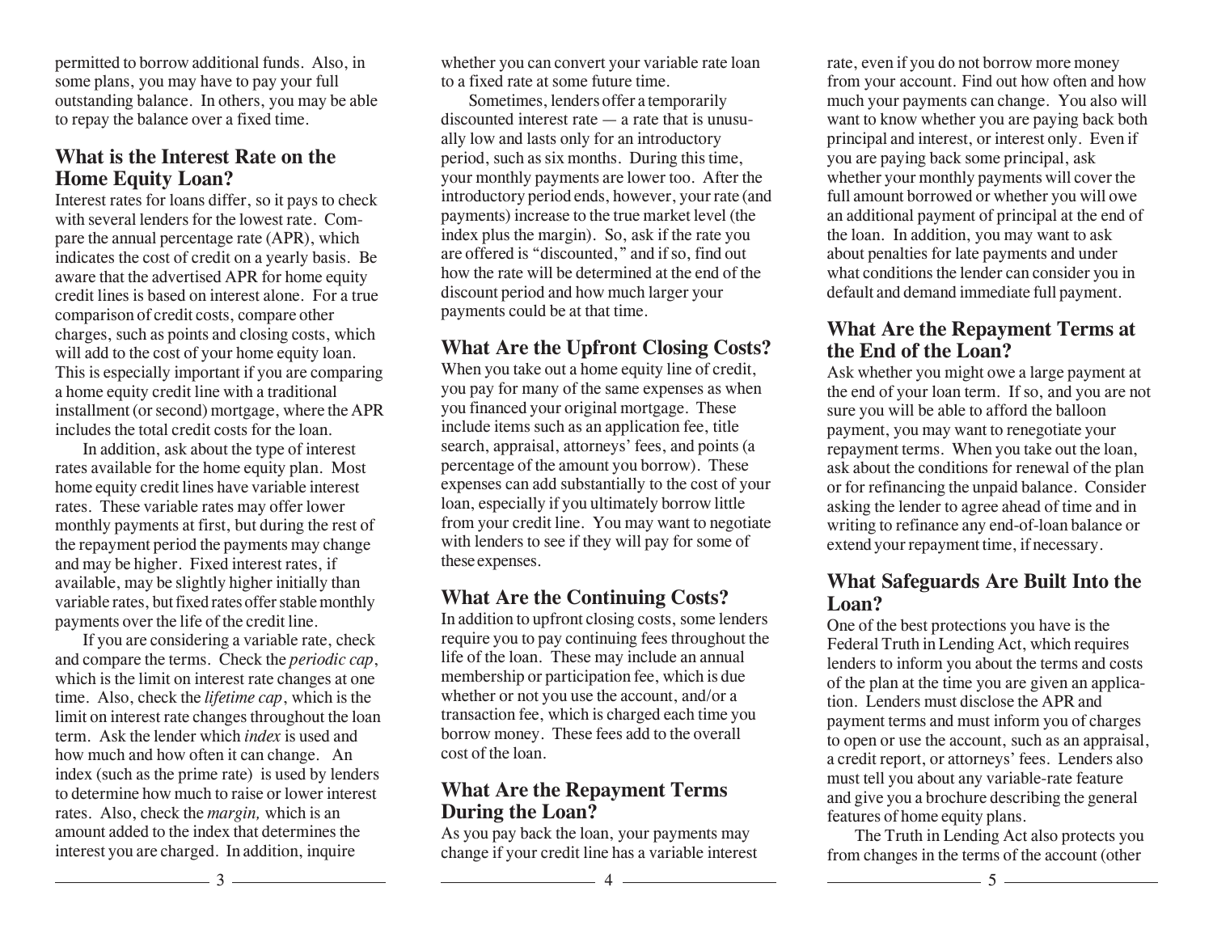permitted to borrow additional funds. Also, in some plans, you may have to pay your full outstanding balance. In others, you may be able to repay the balance over a fixed time.

## What is the Interest Rate on the Home Equity Loan?

Interest rates for loans differ, so it pays to check with several lenders for the lowest rate. Compare the annual percentage rate (APR), which indicates the cost of credit on a yearly basis. Be aware that the advertised APR for home equity credit lines is based on interest alone. For a true comparison of credit costs, compare other charges, such as points and closing costs, which will add to the cost of your home equity loan. This is especially important if you are comparing a home equity credit line with a traditional installment (or second) mortgage, where the APR includes the total credit costs for the loan.

In addition, ask about the type of interest rates available for the home equity plan. Most home equity credit lines have variable interest rates. These variable rates may offer lower monthly payments at first, but during the rest of the repayment period the payments may change and may be higher. Fixed interest rates, if available, may be slightly higher initially than variable rates, but fixed rates offer stable monthly payments over the life of the credit line.

If you are considering a variable rate, check and compare the terms. Check the *periodic cap*, which is the limit on interest rate changes at one time. Also, check the *lifetime cap*, which is the limit on interest rate changes throughout the loan term. Ask the lender which *index* is used and how much and how often it can change. An index (such as the prime rate) is used by lenders to determine how much to raise or lower interest rates. Also, check the *margin,* which is an amount added to the index that determines the interest you are charged. In addition, inquire whether you can convert your variable rate loan to a fixed rate at some future time.

Sometimes, lenders offer a temporarily discounted interest rate — a rate that is unusually low and lasts only for an introductory period, such as six months. During this time, your monthly payments are lower too. After the introductory period ends, however, your rate (and payments) increase to the true market level (the index plus the margin). So, ask if the rate you are offered is "discounted," and if so, find out how the rate will be determined at the end of the discount period and how much larger your payments could be at that time.

## What Are the Upfront Closing Costs?

When you take out a home equity line of credit, you pay for many of the same expenses as when you financed your original mortgage. These include items such as an application fee, title search, appraisal, attorneys' fees, and points (a percentage of the amount you borrow). These expenses can add substantially to the cost of your loan, especially if you ultimately borrow little from your credit line. You may want to negotiate with lenders to see if they will pay for some of these expenses.

## What Are the Continuing Costs?

In addition to upfront closing costs, some lenders require you to pay continuing fees throughout the life of the loan. These may include an annual membership or participation fee, which is due whether or not you use the account, and/or a transaction fee, which is charged each time you borrow money. These fees add to the overall cost of the loan.

## What Are the Repayment Terms During the Loan?

As you pay back the loan, your payments may change if your credit line has a variable interest rate, even if you do not borrow more money from your account. Find out how often and how much your payments can change. You also will want to know whether you are paying back both principal and interest, or interest only. Even if you are paying back some principal, ask whether your monthly payments will cover the full amount borrowed or whether you will owe an additional payment of principal at the end of the loan. In addition, you may want to ask about penalties for late payments and under what conditions the lender can consider you in default and demand immediate full payment.

## What Are the Repayment Terms at the End of the Loan?

Ask whether you might owe a large payment at the end of your loan term. If so, and you are not sure you will be able to afford the balloon payment, you may want to renegotiate your repayment terms. When you take out the loan, ask about the conditions for renewal of the plan or for refinancing the unpaid balance. Consider asking the lender to agree ahead of time and in writing to refinance any end-of-loan balance or extend your repayment time, if necessary.

## What Safeguards Are Built Into the Loan?

One of the best protections you have is the Federal Truth in Lending Act, which requires lenders to inform you about the terms and costs of the plan at the time you are given an application. Lenders must disclose the APR and payment terms and must inform you of charges to open or use the account, such as an appraisal, a credit report, or attorneys' fees. Lenders also must tell you about any variable-rate feature and give you a brochure describing the general features of home equity plans.

The Truth in Lending Act also protects you from changes in the terms of the account (other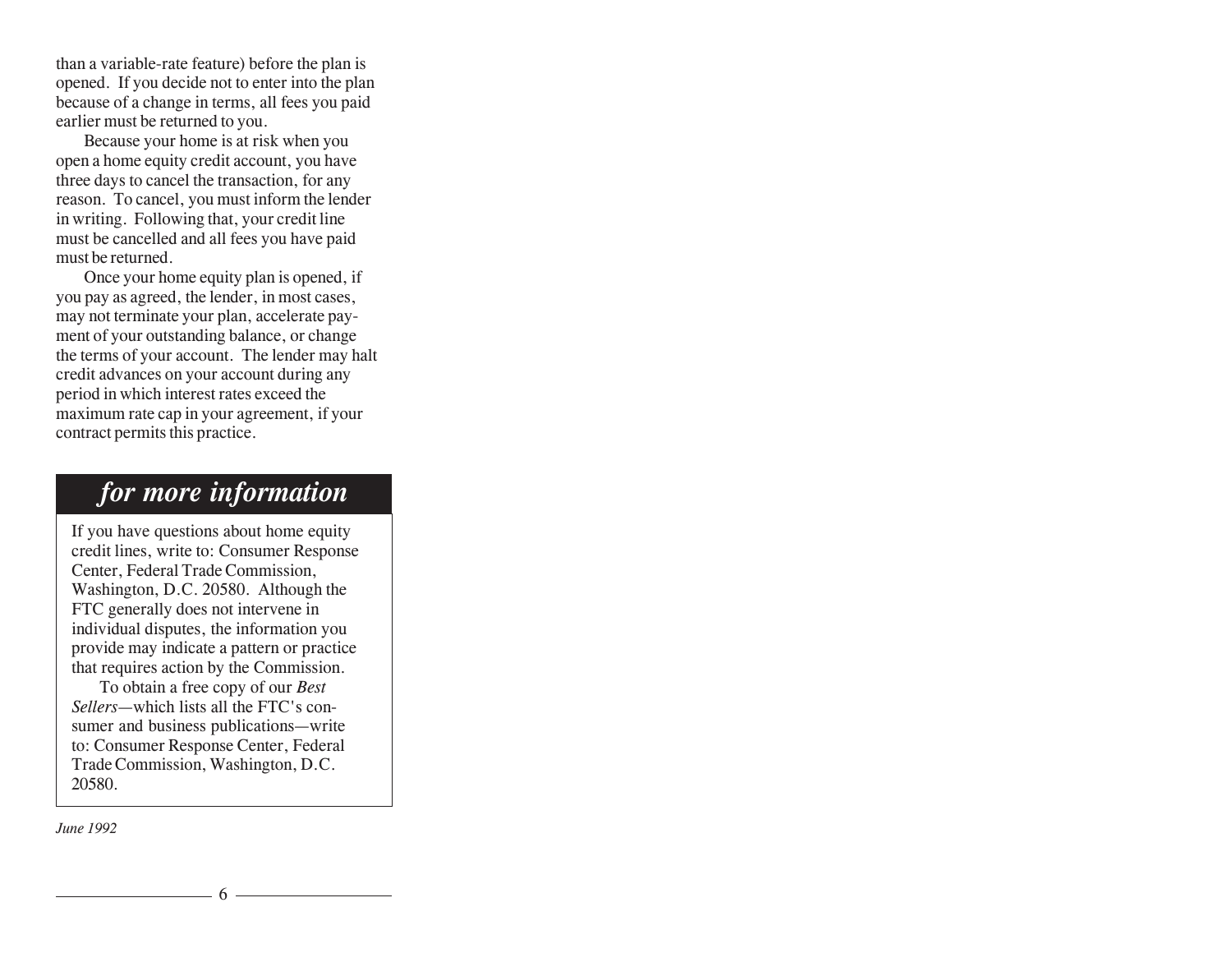than a variable-rate feature) before the plan is opened. If you decide not to enter into the plan because of a change in terms, all fees you paid earlier must be returned to you.

Because your home is at risk when you open a home equity credit account, you have three days to cancel the transaction, for any reason. To cancel, you must inform the lender in writing. Following that, your credit line must be cancelled and all fees you have paid must be returned.

Once your home equity plan is opened, if you pay as agreed, the lender, in most cases, may not terminate your plan, accelerate payment of your outstanding balance, or change the terms of your account. The lender may halt credit advances on your account during any period in which interest rates exceed the maximum rate cap in your agreement, if your contract permits this practice.

## *for more information*

If you have questions about home equity credit lines, write to: Consumer Response Center, Federal Trade Commission, Washington, D.C. 20580. Although the FTC generally does not intervene in individual disputes, the information you provide may indicate a pattern or practice that requires action by the Commission.

To obtain a free copy of our *Best Sellers*—which lists all the FTC's consumer and business publications—write to: Consumer Response Center, Federal Trade Commission, Washington, D.C. 20580.

*June 1992*